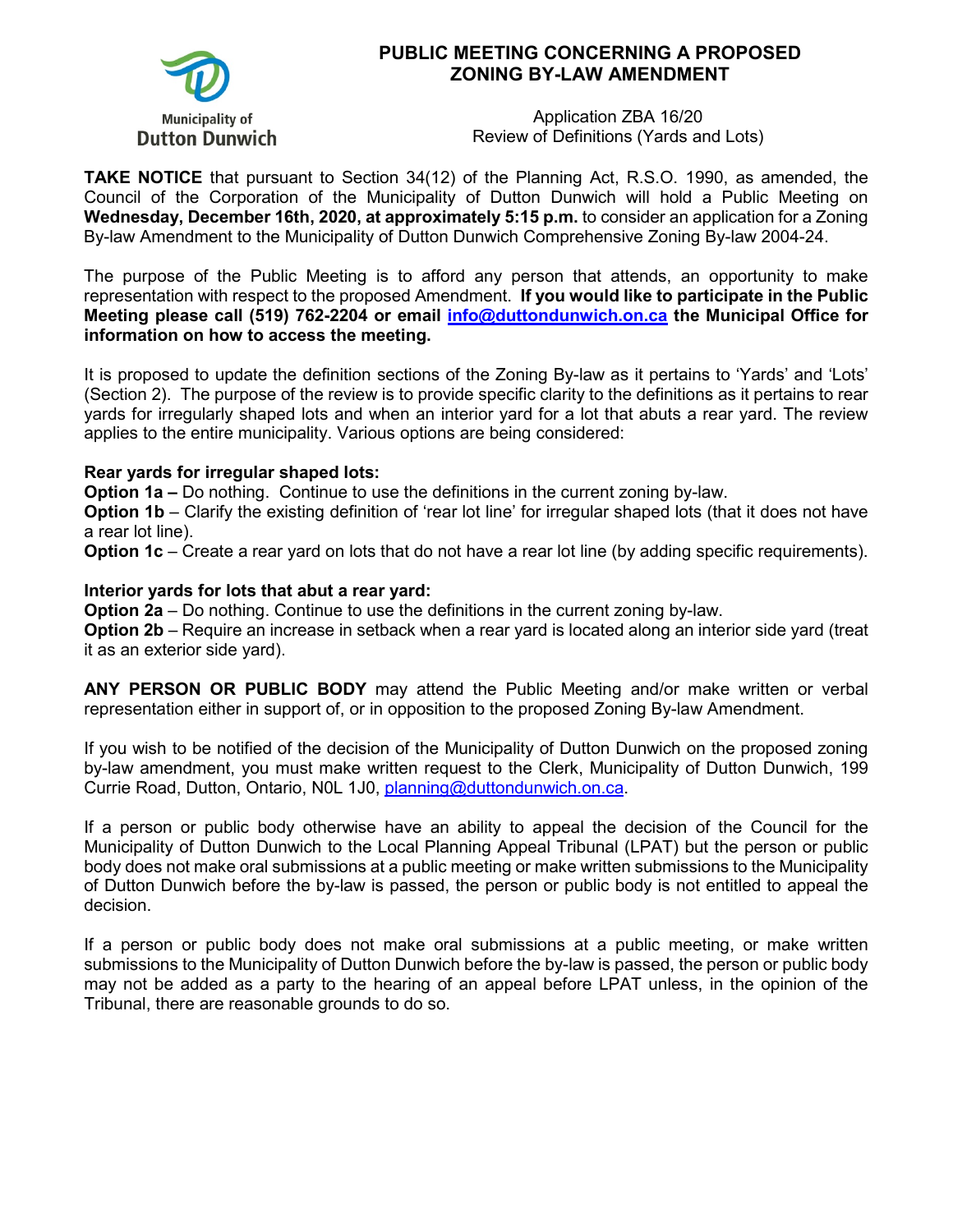Municipality of Dutton Dunwich

# PUBLIC MEETING CONCERNING A PROPOSED ZONING BY-LAW AMENDMENT

Application ZBA 16/20
Review of Definitions (Yards and Lots)

**TAKE NOTICE** that pursuant to Section 34(12) of the Planning Act, R.S.O. 1990, as amended, the Council of the Corporation of the Municipality of Dutton Dunwich will hold a Public Meeting on **Wednesday, December 16th, 2020, at approximately 5:15 p.m.** to consider an application for a Zoning By-law Amendment to the Municipality of Dutton Dunwich Comprehensive Zoning By-law 2004-24.

The purpose of the Public Meeting is to afford any person that attends, an opportunity to make representation with respect to the proposed Amendment. **If you would like to participate in the Public Meeting please call (519) 762-2204 or email info@duttondunwich.on.ca the Municipal Office for information on how to access the meeting.**

It is proposed to update the definition sections of the Zoning By-law as it pertains to 'Yards' and 'Lots' (Section 2). The purpose of the review is to provide specific clarity to the definitions as it pertains to rear yards for irregularly shaped lots and when an interior yard for a lot that abuts a rear yard. The review applies to the entire municipality. Various options are being considered:

**Rear yards for irregular shaped lots:**
**Option 1a –** Do nothing. Continue to use the definitions in the current zoning by-law.
**Option 1b** – Clarify the existing definition of 'rear lot line' for irregular shaped lots (that it does not have a rear lot line).
**Option 1c** – Create a rear yard on lots that do not have a rear lot line (by adding specific requirements).

**Interior yards for lots that abut a rear yard:**
**Option 2a** – Do nothing. Continue to use the definitions in the current zoning by-law.
**Option 2b** – Require an increase in setback when a rear yard is located along an interior side yard (treat it as an exterior side yard).

**ANY PERSON OR PUBLIC BODY** may attend the Public Meeting and/or make written or verbal representation either in support of, or in opposition to the proposed Zoning By-law Amendment.

If you wish to be notified of the decision of the Municipality of Dutton Dunwich on the proposed zoning by-law amendment, you must make written request to the Clerk, Municipality of Dutton Dunwich, 199 Currie Road, Dutton, Ontario, N0L 1J0, planning@duttondunwich.on.ca.

If a person or public body otherwise have an ability to appeal the decision of the Council for the Municipality of Dutton Dunwich to the Local Planning Appeal Tribunal (LPAT) but the person or public body does not make oral submissions at a public meeting or make written submissions to the Municipality of Dutton Dunwich before the by-law is passed, the person or public body is not entitled to appeal the decision.

If a person or public body does not make oral submissions at a public meeting, or make written submissions to the Municipality of Dutton Dunwich before the by-law is passed, the person or public body may not be added as a party to the hearing of an appeal before LPAT unless, in the opinion of the Tribunal, there are reasonable grounds to do so.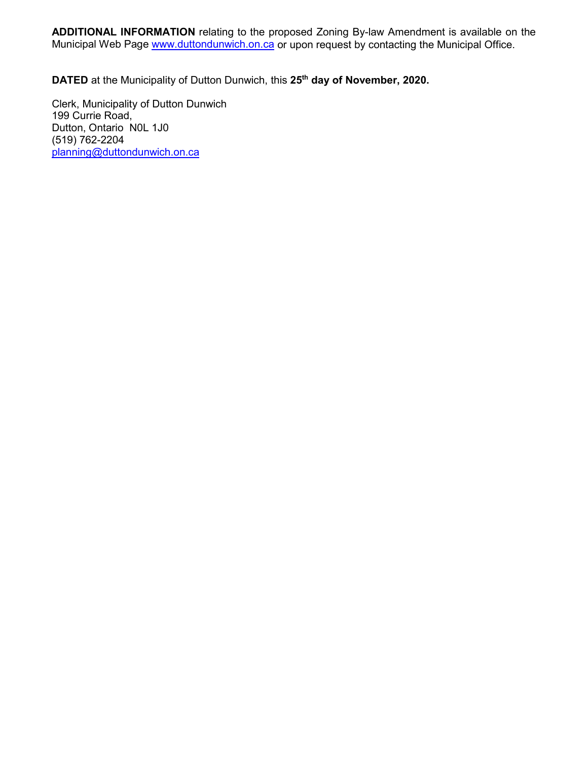**ADDITIONAL INFORMATION** relating to the proposed Zoning By-law Amendment is available on the Municipal Web Page www.duttondunwich.on.ca or upon request by contacting the Municipal Office.

**DATED** at the Municipality of Dutton Dunwich, this **25th day of November, 2020.**

Clerk, Municipality of Dutton Dunwich
199 Currie Road,
Dutton, Ontario N0L 1J0
(519) 762-2204
planning@duttondunwich.on.ca